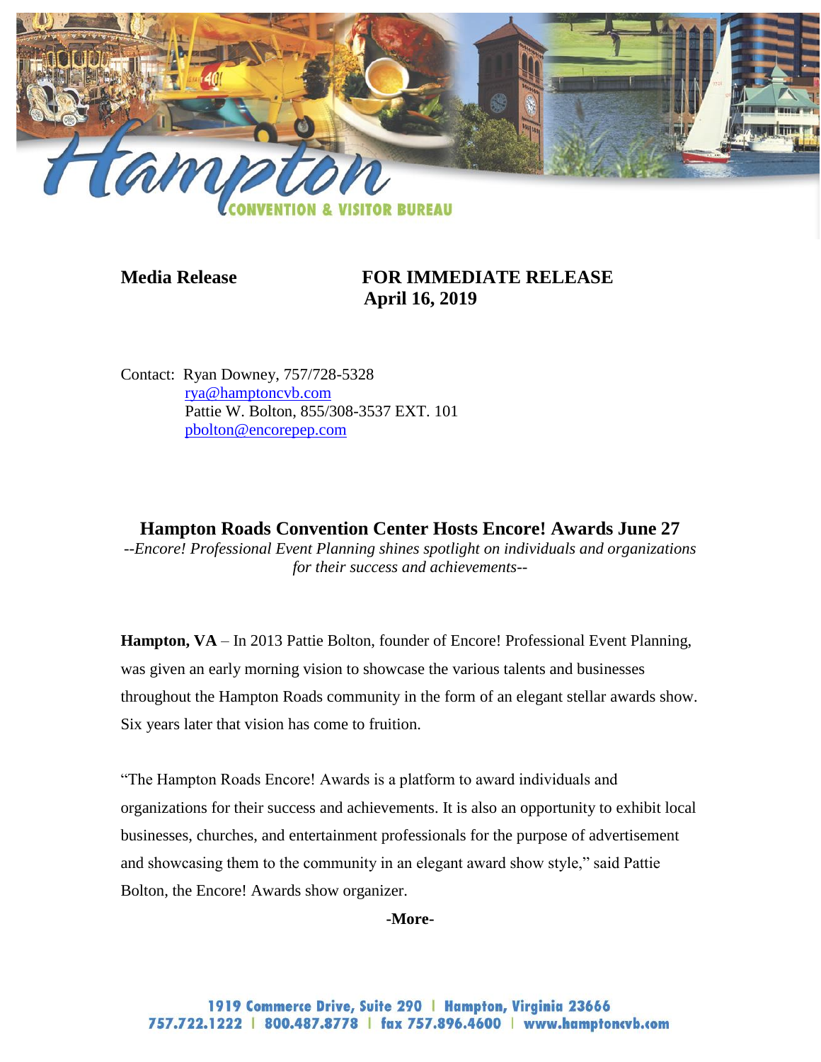Hampton

CONVENTION & VISITOR BUREAU

**Media Release** **FOR IMMEDIATE RELEASE**
**April 16, 2019**

Contact: Ryan Downey, 757/728-5328
rya@hamptoncvb.com
Pattie W. Bolton, 855/308-3537 EXT. 101
pbolton@encorepep.com

## Hampton Roads Convention Center Hosts Encore! Awards June 27

*--Encore! Professional Event Planning shines spotlight on individuals and organizations for their success and achievements--*

**Hampton, VA** – In 2013 Pattie Bolton, founder of Encore! Professional Event Planning, was given an early morning vision to showcase the various talents and businesses throughout the Hampton Roads community in the form of an elegant stellar awards show. Six years later that vision has come to fruition.

"The Hampton Roads Encore! Awards is a platform to award individuals and organizations for their success and achievements. It is also an opportunity to exhibit local businesses, churches, and entertainment professionals for the purpose of advertisement and showcasing them to the community in an elegant award show style," said Pattie Bolton, the Encore! Awards show organizer.

**-More-**

1919 Commerce Drive, Suite 290 | Hampton, Virginia 23666
757.722.1222 | 800.487.8778 | fax 757.896.4600 | www.hamptoncvb.com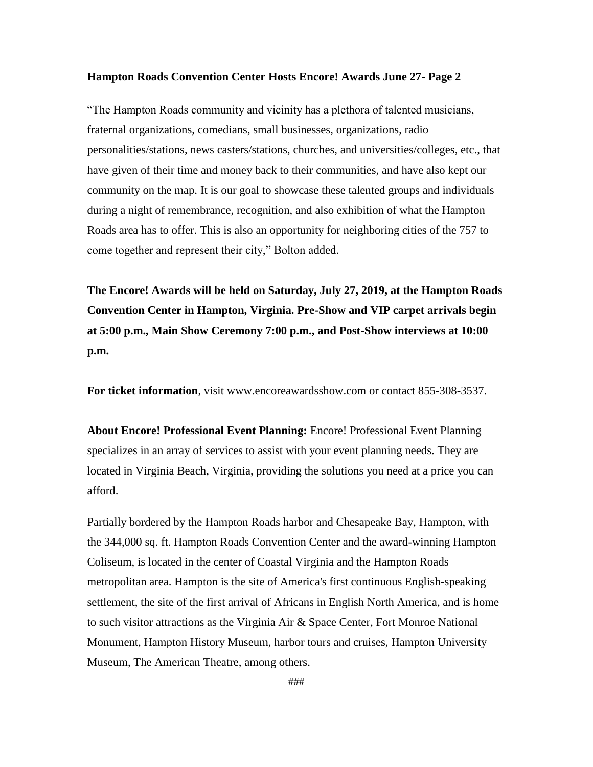**Hampton Roads Convention Center Hosts Encore! Awards June 27- Page 2**

"The Hampton Roads community and vicinity has a plethora of talented musicians, fraternal organizations, comedians, small businesses, organizations, radio personalities/stations, news casters/stations, churches, and universities/colleges, etc., that have given of their time and money back to their communities, and have also kept our community on the map. It is our goal to showcase these talented groups and individuals during a night of remembrance, recognition, and also exhibition of what the Hampton Roads area has to offer. This is also an opportunity for neighboring cities of the 757 to come together and represent their city," Bolton added.

**The Encore! Awards will be held on Saturday, July 27, 2019, at the Hampton Roads Convention Center in Hampton, Virginia. Pre-Show and VIP carpet arrivals begin at 5:00 p.m., Main Show Ceremony 7:00 p.m., and Post-Show interviews at 10:00 p.m.**

**For ticket information**, visit www.encoreawardsshow.com or contact 855-308-3537.

**About Encore! Professional Event Planning:** Encore! Professional Event Planning specializes in an array of services to assist with your event planning needs. They are located in Virginia Beach, Virginia, providing the solutions you need at a price you can afford.

Partially bordered by the Hampton Roads harbor and Chesapeake Bay, Hampton, with the 344,000 sq. ft. Hampton Roads Convention Center and the award-winning Hampton Coliseum, is located in the center of Coastal Virginia and the Hampton Roads metropolitan area. Hampton is the site of America's first continuous English-speaking settlement, the site of the first arrival of Africans in English North America, and is home to such visitor attractions as the Virginia Air & Space Center, Fort Monroe National Monument, Hampton History Museum, harbor tours and cruises, Hampton University Museum, The American Theatre, among others.

###